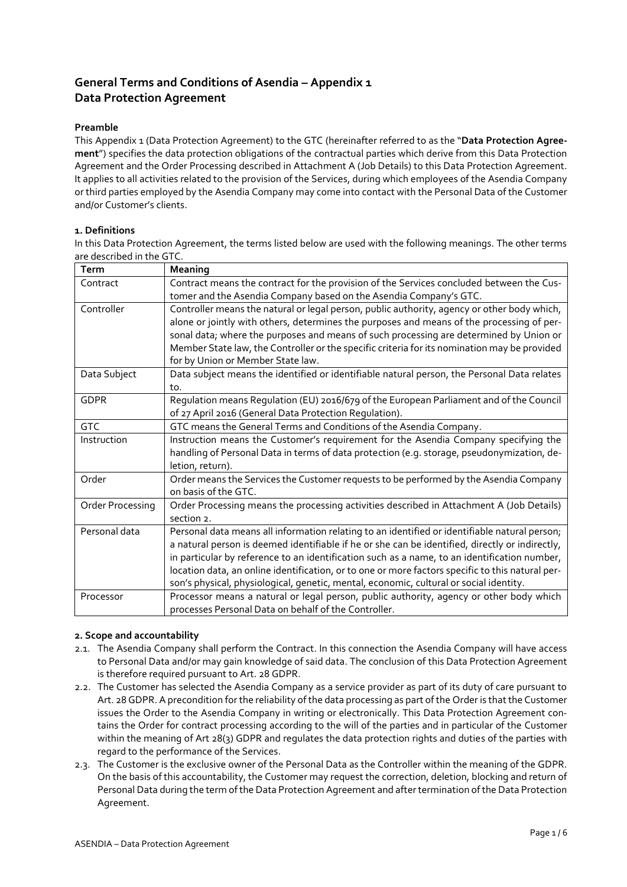# General Terms and Conditions of Asendia – Appendix 1
# Data Protection Agreement

**Preamble**

This Appendix 1 (Data Protection Agreement) to the GTC (hereinafter referred to as the "**Data Protection Agreement**") specifies the data protection obligations of the contractual parties which derive from this Data Protection Agreement and the Order Processing described in Attachment A (Job Details) to this Data Protection Agreement. It applies to all activities related to the provision of the Services, during which employees of the Asendia Company or third parties employed by the Asendia Company may come into contact with the Personal Data of the Customer and/or Customer's clients.

**1. Definitions**

In this Data Protection Agreement, the terms listed below are used with the following meanings. The other terms are described in the GTC.

| Term | Meaning |
|---|---|
| Contract | Contract means the contract for the provision of the Services concluded between the Customer and the Asendia Company based on the Asendia Company's GTC. |
| Controller | Controller means the natural or legal person, public authority, agency or other body which, alone or jointly with others, determines the purposes and means of the processing of personal data; where the purposes and means of such processing are determined by Union or Member State law, the Controller or the specific criteria for its nomination may be provided for by Union or Member State law. |
| Data Subject | Data subject means the identified or identifiable natural person, the Personal Data relates to. |
| GDPR | Regulation means Regulation (EU) 2016/679 of the European Parliament and of the Council of 27 April 2016 (General Data Protection Regulation). |
| GTC | GTC means the General Terms and Conditions of the Asendia Company. |
| Instruction | Instruction means the Customer's requirement for the Asendia Company specifying the handling of Personal Data in terms of data protection (e.g. storage, pseudonymization, deletion, return). |
| Order | Order means the Services the Customer requests to be performed by the Asendia Company on basis of the GTC. |
| Order Processing | Order Processing means the processing activities described in Attachment A (Job Details) section 2. |
| Personal data | Personal data means all information relating to an identified or identifiable natural person; a natural person is deemed identifiable if he or she can be identified, directly or indirectly, in particular by reference to an identification such as a name, to an identification number, location data, an online identification, or to one or more factors specific to this natural person's physical, physiological, genetic, mental, economic, cultural or social identity. |
| Processor | Processor means a natural or legal person, public authority, agency or other body which processes Personal Data on behalf of the Controller. |

**2. Scope and accountability**

2.1. The Asendia Company shall perform the Contract. In this connection the Asendia Company will have access to Personal Data and/or may gain knowledge of said data. The conclusion of this Data Protection Agreement is therefore required pursuant to Art. 28 GDPR.

2.2. The Customer has selected the Asendia Company as a service provider as part of its duty of care pursuant to Art. 28 GDPR. A precondition for the reliability of the data processing as part of the Order is that the Customer issues the Order to the Asendia Company in writing or electronically. This Data Protection Agreement contains the Order for contract processing according to the will of the parties and in particular of the Customer within the meaning of Art 28(3) GDPR and regulates the data protection rights and duties of the parties with regard to the performance of the Services.

2.3. The Customer is the exclusive owner of the Personal Data as the Controller within the meaning of the GDPR. On the basis of this accountability, the Customer may request the correction, deletion, blocking and return of Personal Data during the term of the Data Protection Agreement and after termination of the Data Protection Agreement.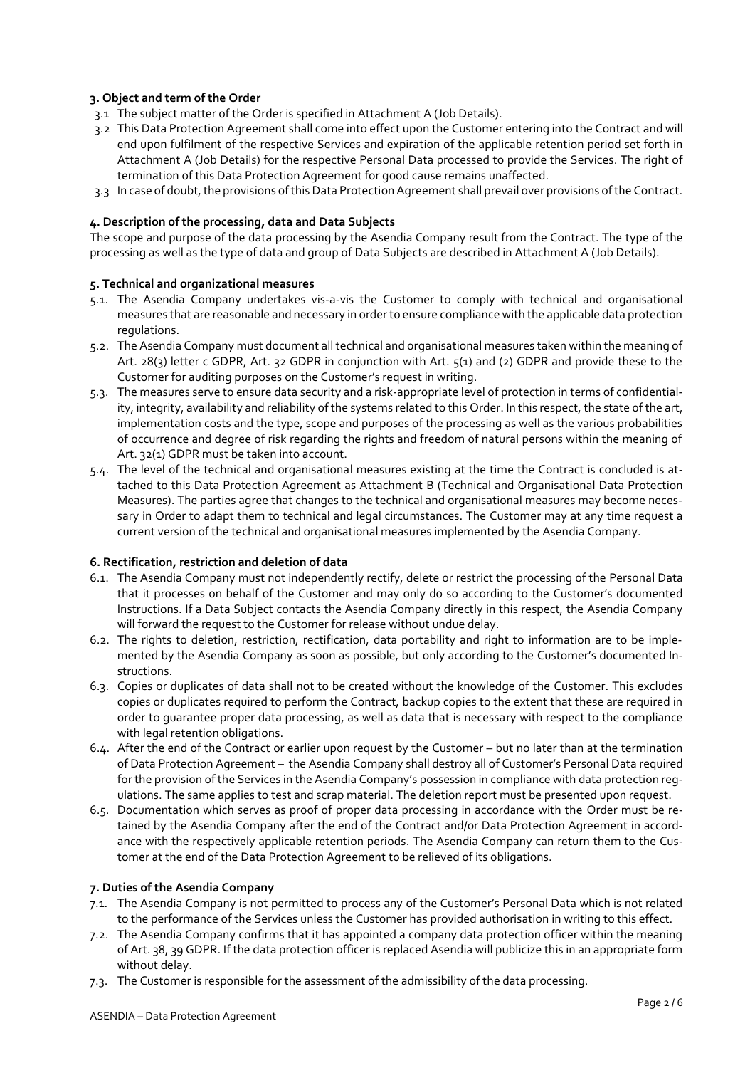### 3. Object and term of the Order

3.1 The subject matter of the Order is specified in Attachment A (Job Details).

3.2 This Data Protection Agreement shall come into effect upon the Customer entering into the Contract and will end upon fulfilment of the respective Services and expiration of the applicable retention period set forth in Attachment A (Job Details) for the respective Personal Data processed to provide the Services. The right of termination of this Data Protection Agreement for good cause remains unaffected.

3.3 In case of doubt, the provisions of this Data Protection Agreement shall prevail over provisions of the Contract.

### 4. Description of the processing, data and Data Subjects

The scope and purpose of the data processing by the Asendia Company result from the Contract. The type of the processing as well as the type of data and group of Data Subjects are described in Attachment A (Job Details).

### 5. Technical and organizational measures

5.1. The Asendia Company undertakes vis-a-vis the Customer to comply with technical and organisational measures that are reasonable and necessary in order to ensure compliance with the applicable data protection regulations.

5.2. The Asendia Company must document all technical and organisational measures taken within the meaning of Art. 28(3) letter c GDPR, Art. 32 GDPR in conjunction with Art. 5(1) and (2) GDPR and provide these to the Customer for auditing purposes on the Customer's request in writing.

5.3. The measures serve to ensure data security and a risk-appropriate level of protection in terms of confidentiality, integrity, availability and reliability of the systems related to this Order. In this respect, the state of the art, implementation costs and the type, scope and purposes of the processing as well as the various probabilities of occurrence and degree of risk regarding the rights and freedom of natural persons within the meaning of Art. 32(1) GDPR must be taken into account.

5.4. The level of the technical and organisational measures existing at the time the Contract is concluded is attached to this Data Protection Agreement as Attachment B (Technical and Organisational Data Protection Measures). The parties agree that changes to the technical and organisational measures may become necessary in Order to adapt them to technical and legal circumstances. The Customer may at any time request a current version of the technical and organisational measures implemented by the Asendia Company.

### 6. Rectification, restriction and deletion of data

6.1. The Asendia Company must not independently rectify, delete or restrict the processing of the Personal Data that it processes on behalf of the Customer and may only do so according to the Customer's documented Instructions. If a Data Subject contacts the Asendia Company directly in this respect, the Asendia Company will forward the request to the Customer for release without undue delay.

6.2. The rights to deletion, restriction, rectification, data portability and right to information are to be implemented by the Asendia Company as soon as possible, but only according to the Customer's documented Instructions.

6.3. Copies or duplicates of data shall not to be created without the knowledge of the Customer. This excludes copies or duplicates required to perform the Contract, backup copies to the extent that these are required in order to guarantee proper data processing, as well as data that is necessary with respect to the compliance with legal retention obligations.

6.4. After the end of the Contract or earlier upon request by the Customer – but no later than at the termination of Data Protection Agreement – the Asendia Company shall destroy all of Customer's Personal Data required for the provision of the Services in the Asendia Company's possession in compliance with data protection regulations. The same applies to test and scrap material. The deletion report must be presented upon request.

6.5. Documentation which serves as proof of proper data processing in accordance with the Order must be retained by the Asendia Company after the end of the Contract and/or Data Protection Agreement in accordance with the respectively applicable retention periods. The Asendia Company can return them to the Customer at the end of the Data Protection Agreement to be relieved of its obligations.

### 7. Duties of the Asendia Company

7.1. The Asendia Company is not permitted to process any of the Customer's Personal Data which is not related to the performance of the Services unless the Customer has provided authorisation in writing to this effect.

7.2. The Asendia Company confirms that it has appointed a company data protection officer within the meaning of Art. 38, 39 GDPR. If the data protection officer is replaced Asendia will publicize this in an appropriate form without delay.

7.3. The Customer is responsible for the assessment of the admissibility of the data processing.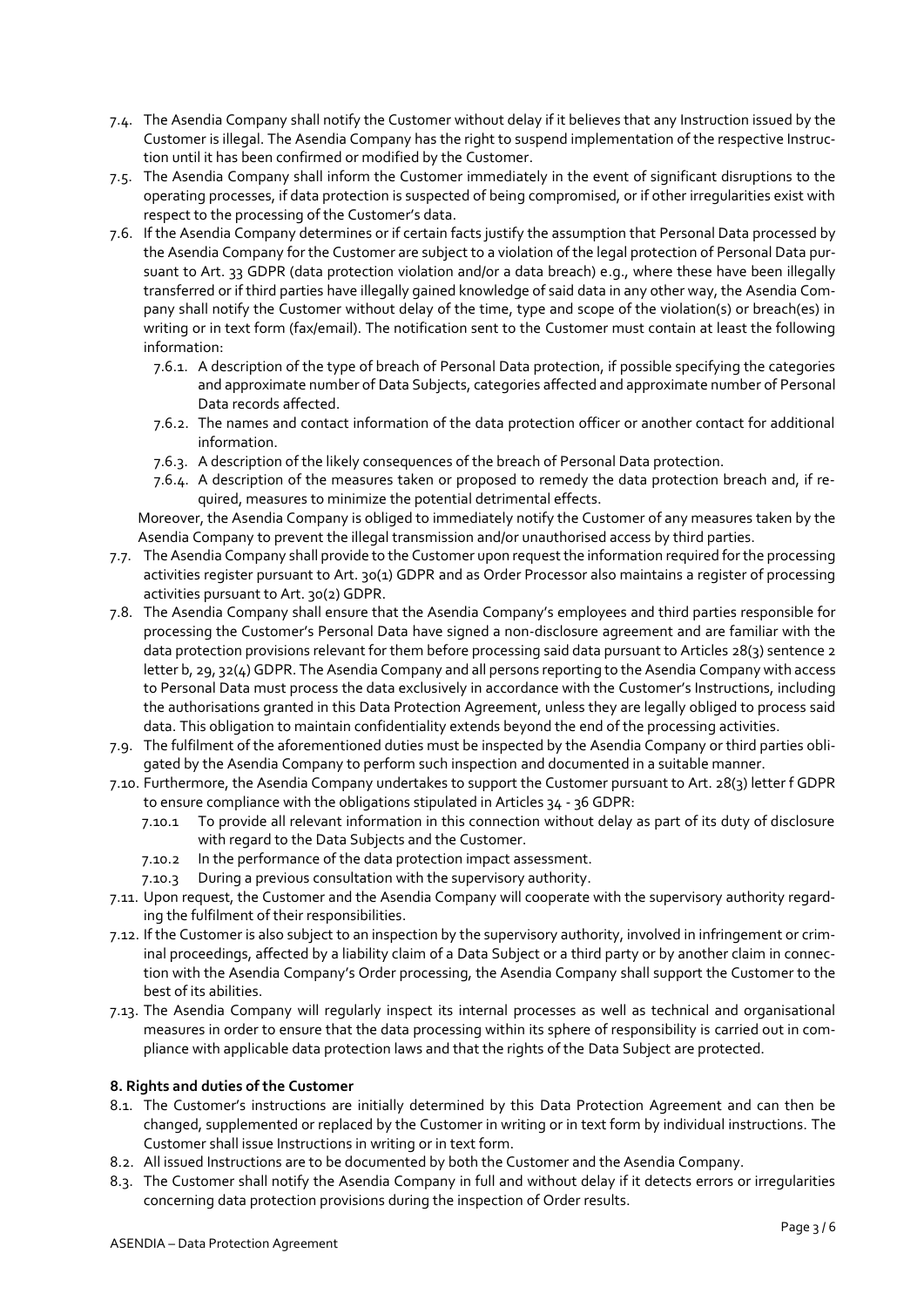7.4. The Asendia Company shall notify the Customer without delay if it believes that any Instruction issued by the Customer is illegal. The Asendia Company has the right to suspend implementation of the respective Instruction until it has been confirmed or modified by the Customer.

7.5. The Asendia Company shall inform the Customer immediately in the event of significant disruptions to the operating processes, if data protection is suspected of being compromised, or if other irregularities exist with respect to the processing of the Customer's data.

7.6. If the Asendia Company determines or if certain facts justify the assumption that Personal Data processed by the Asendia Company for the Customer are subject to a violation of the legal protection of Personal Data pursuant to Art. 33 GDPR (data protection violation and/or a data breach) e.g., where these have been illegally transferred or if third parties have illegally gained knowledge of said data in any other way, the Asendia Company shall notify the Customer without delay of the time, type and scope of the violation(s) or breach(es) in writing or in text form (fax/email). The notification sent to the Customer must contain at least the following information:

   7.6.1. A description of the type of breach of Personal Data protection, if possible specifying the categories and approximate number of Data Subjects, categories affected and approximate number of Personal Data records affected.

   7.6.2. The names and contact information of the data protection officer or another contact for additional information.

   7.6.3. A description of the likely consequences of the breach of Personal Data protection.

   7.6.4. A description of the measures taken or proposed to remedy the data protection breach and, if required, measures to minimize the potential detrimental effects.

   Moreover, the Asendia Company is obliged to immediately notify the Customer of any measures taken by the Asendia Company to prevent the illegal transmission and/or unauthorised access by third parties.

7.7. The Asendia Company shall provide to the Customer upon request the information required for the processing activities register pursuant to Art. 30(1) GDPR and as Order Processor also maintains a register of processing activities pursuant to Art. 30(2) GDPR.

7.8. The Asendia Company shall ensure that the Asendia Company's employees and third parties responsible for processing the Customer's Personal Data have signed a non-disclosure agreement and are familiar with the data protection provisions relevant for them before processing said data pursuant to Articles 28(3) sentence 2 letter b, 29, 32(4) GDPR. The Asendia Company and all persons reporting to the Asendia Company with access to Personal Data must process the data exclusively in accordance with the Customer's Instructions, including the authorisations granted in this Data Protection Agreement, unless they are legally obliged to process said data. This obligation to maintain confidentiality extends beyond the end of the processing activities.

7.9. The fulfilment of the aforementioned duties must be inspected by the Asendia Company or third parties obligated by the Asendia Company to perform such inspection and documented in a suitable manner.

7.10. Furthermore, the Asendia Company undertakes to support the Customer pursuant to Art. 28(3) letter f GDPR to ensure compliance with the obligations stipulated in Articles 34 - 36 GDPR:

   7.10.1 To provide all relevant information in this connection without delay as part of its duty of disclosure with regard to the Data Subjects and the Customer.

   7.10.2 In the performance of the data protection impact assessment.

   7.10.3 During a previous consultation with the supervisory authority.

7.11. Upon request, the Customer and the Asendia Company will cooperate with the supervisory authority regarding the fulfilment of their responsibilities.

7.12. If the Customer is also subject to an inspection by the supervisory authority, involved in infringement or criminal proceedings, affected by a liability claim of a Data Subject or a third party or by another claim in connection with the Asendia Company's Order processing, the Asendia Company shall support the Customer to the best of its abilities.

7.13. The Asendia Company will regularly inspect its internal processes as well as technical and organisational measures in order to ensure that the data processing within its sphere of responsibility is carried out in compliance with applicable data protection laws and that the rights of the Data Subject are protected.

**8. Rights and duties of the Customer**

8.1. The Customer's instructions are initially determined by this Data Protection Agreement and can then be changed, supplemented or replaced by the Customer in writing or in text form by individual instructions. The Customer shall issue Instructions in writing or in text form.

8.2. All issued Instructions are to be documented by both the Customer and the Asendia Company.

8.3. The Customer shall notify the Asendia Company in full and without delay if it detects errors or irregularities concerning data protection provisions during the inspection of Order results.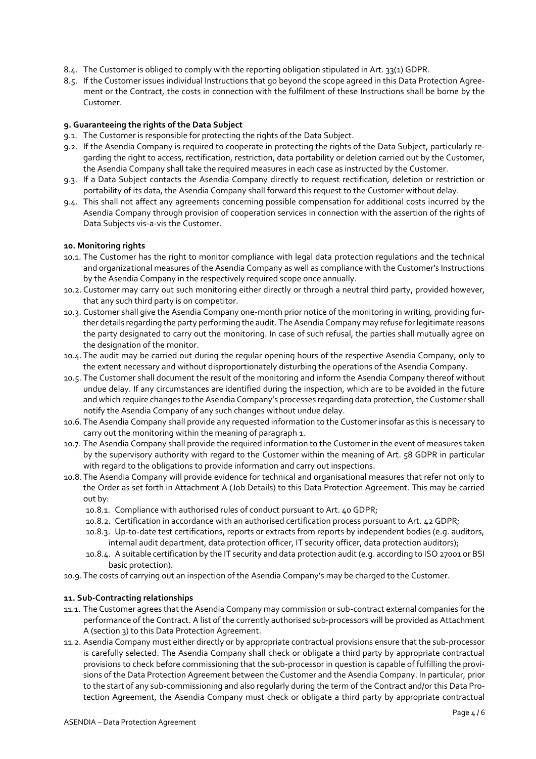8.4. The Customer is obliged to comply with the reporting obligation stipulated in Art. 33(1) GDPR.

8.5. If the Customer issues individual Instructions that go beyond the scope agreed in this Data Protection Agreement or the Contract, the costs in connection with the fulfilment of these Instructions shall be borne by the Customer.

### 9. Guaranteeing the rights of the Data Subject

9.1. The Customer is responsible for protecting the rights of the Data Subject.

9.2. If the Asendia Company is required to cooperate in protecting the rights of the Data Subject, particularly regarding the right to access, rectification, restriction, data portability or deletion carried out by the Customer, the Asendia Company shall take the required measures in each case as instructed by the Customer.

9.3. If a Data Subject contacts the Asendia Company directly to request rectification, deletion or restriction or portability of its data, the Asendia Company shall forward this request to the Customer without delay.

9.4. This shall not affect any agreements concerning possible compensation for additional costs incurred by the Asendia Company through provision of cooperation services in connection with the assertion of the rights of Data Subjects vis-a-vis the Customer.

### 10. Monitoring rights

10.1. The Customer has the right to monitor compliance with legal data protection regulations and the technical and organizational measures of the Asendia Company as well as compliance with the Customer's Instructions by the Asendia Company in the respectively required scope once annually.

10.2. Customer may carry out such monitoring either directly or through a neutral third party, provided however, that any such third party is on competitor.

10.3. Customer shall give the Asendia Company one-month prior notice of the monitoring in writing, providing further details regarding the party performing the audit. The Asendia Company may refuse for legitimate reasons the party designated to carry out the monitoring. In case of such refusal, the parties shall mutually agree on the designation of the monitor.

10.4. The audit may be carried out during the regular opening hours of the respective Asendia Company, only to the extent necessary and without disproportionately disturbing the operations of the Asendia Company.

10.5. The Customer shall document the result of the monitoring and inform the Asendia Company thereof without undue delay. If any circumstances are identified during the inspection, which are to be avoided in the future and which require changes to the Asendia Company's processes regarding data protection, the Customer shall notify the Asendia Company of any such changes without undue delay.

10.6. The Asendia Company shall provide any requested information to the Customer insofar as this is necessary to carry out the monitoring within the meaning of paragraph 1.

10.7. The Asendia Company shall provide the required information to the Customer in the event of measures taken by the supervisory authority with regard to the Customer within the meaning of Art. 58 GDPR in particular with regard to the obligations to provide information and carry out inspections.

10.8. The Asendia Company will provide evidence for technical and organisational measures that refer not only to the Order as set forth in Attachment A (Job Details) to this Data Protection Agreement. This may be carried out by:

- 10.8.1. Compliance with authorised rules of conduct pursuant to Art. 40 GDPR;
- 10.8.2. Certification in accordance with an authorised certification process pursuant to Art. 42 GDPR;
- 10.8.3. Up-to-date test certifications, reports or extracts from reports by independent bodies (e.g. auditors, internal audit department, data protection officer, IT security officer, data protection auditors);
- 10.8.4. A suitable certification by the IT security and data protection audit (e.g. according to ISO 27001 or BSI basic protection).

10.9. The costs of carrying out an inspection of the Asendia Company's may be charged to the Customer.

### 11. Sub-Contracting relationships

11.1. The Customer agrees that the Asendia Company may commission or sub-contract external companies for the performance of the Contract. A list of the currently authorised sub-processors will be provided as Attachment A (section 3) to this Data Protection Agreement.

11.2. Asendia Company must either directly or by appropriate contractual provisions ensure that the sub-processor is carefully selected. The Asendia Company shall check or obligate a third party by appropriate contractual provisions to check before commissioning that the sub-processor in question is capable of fulfilling the provisions of the Data Protection Agreement between the Customer and the Asendia Company. In particular, prior to the start of any sub-commissioning and also regularly during the term of the Contract and/or this Data Protection Agreement, the Asendia Company must check or obligate a third party by appropriate contractual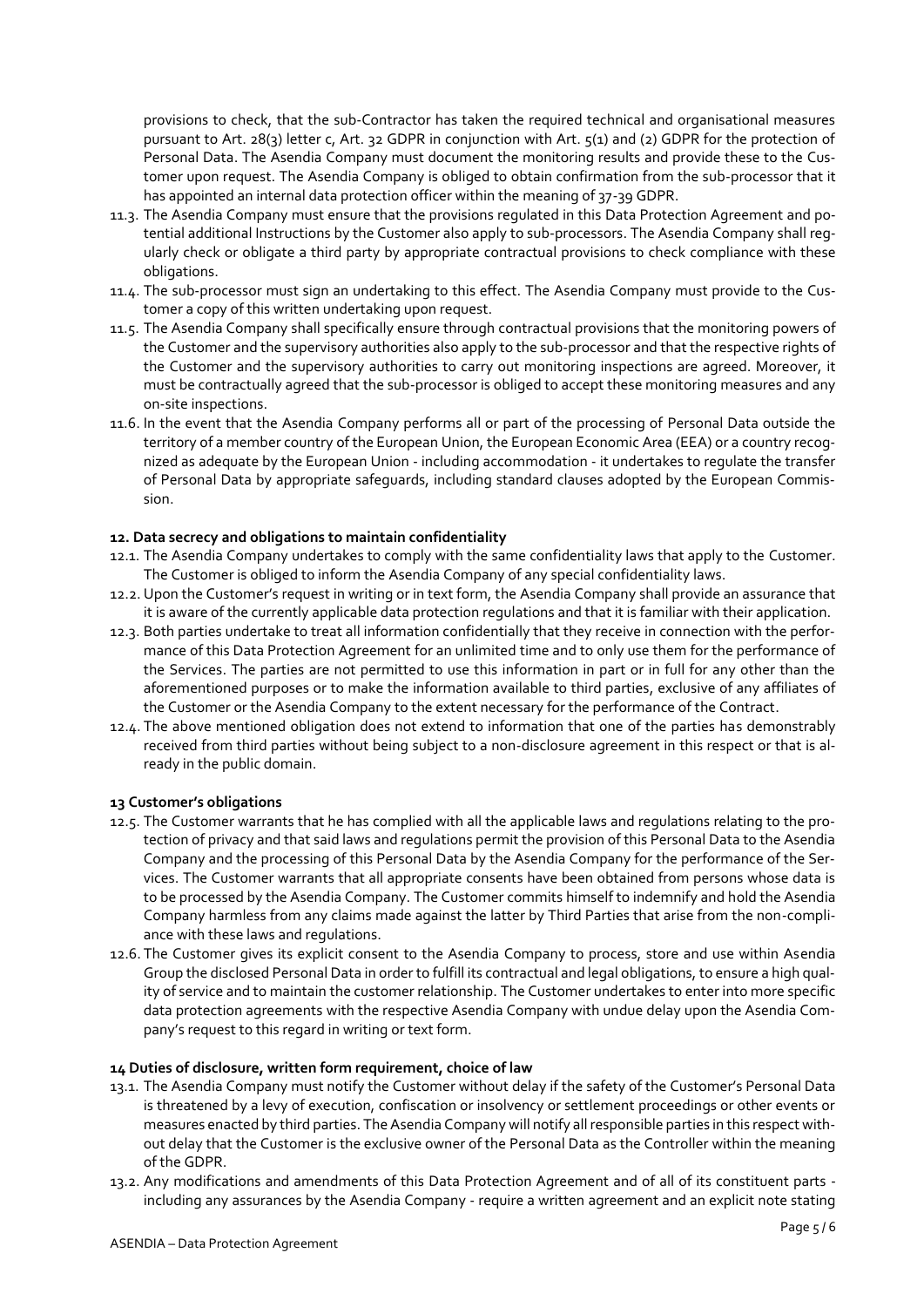provisions to check, that the sub-Contractor has taken the required technical and organisational measures pursuant to Art. 28(3) letter c, Art. 32 GDPR in conjunction with Art. 5(1) and (2) GDPR for the protection of Personal Data. The Asendia Company must document the monitoring results and provide these to the Customer upon request. The Asendia Company is obliged to obtain confirmation from the sub-processor that it has appointed an internal data protection officer within the meaning of 37-39 GDPR.

11.3. The Asendia Company must ensure that the provisions regulated in this Data Protection Agreement and potential additional Instructions by the Customer also apply to sub-processors. The Asendia Company shall regularly check or obligate a third party by appropriate contractual provisions to check compliance with these obligations.

11.4. The sub-processor must sign an undertaking to this effect. The Asendia Company must provide to the Customer a copy of this written undertaking upon request.

11.5. The Asendia Company shall specifically ensure through contractual provisions that the monitoring powers of the Customer and the supervisory authorities also apply to the sub-processor and that the respective rights of the Customer and the supervisory authorities to carry out monitoring inspections are agreed. Moreover, it must be contractually agreed that the sub-processor is obliged to accept these monitoring measures and any on-site inspections.

11.6. In the event that the Asendia Company performs all or part of the processing of Personal Data outside the territory of a member country of the European Union, the European Economic Area (EEA) or a country recognized as adequate by the European Union - including accommodation - it undertakes to regulate the transfer of Personal Data by appropriate safeguards, including standard clauses adopted by the European Commission.

**12. Data secrecy and obligations to maintain confidentiality**

12.1. The Asendia Company undertakes to comply with the same confidentiality laws that apply to the Customer. The Customer is obliged to inform the Asendia Company of any special confidentiality laws.

12.2. Upon the Customer's request in writing or in text form, the Asendia Company shall provide an assurance that it is aware of the currently applicable data protection regulations and that it is familiar with their application.

12.3. Both parties undertake to treat all information confidentially that they receive in connection with the performance of this Data Protection Agreement for an unlimited time and to only use them for the performance of the Services. The parties are not permitted to use this information in part or in full for any other than the aforementioned purposes or to make the information available to third parties, exclusive of any affiliates of the Customer or the Asendia Company to the extent necessary for the performance of the Contract.

12.4. The above mentioned obligation does not extend to information that one of the parties has demonstrably received from third parties without being subject to a non-disclosure agreement in this respect or that is already in the public domain.

**13 Customer's obligations**

12.5. The Customer warrants that he has complied with all the applicable laws and regulations relating to the protection of privacy and that said laws and regulations permit the provision of this Personal Data to the Asendia Company and the processing of this Personal Data by the Asendia Company for the performance of the Services. The Customer warrants that all appropriate consents have been obtained from persons whose data is to be processed by the Asendia Company. The Customer commits himself to indemnify and hold the Asendia Company harmless from any claims made against the latter by Third Parties that arise from the non-compliance with these laws and regulations.

12.6. The Customer gives its explicit consent to the Asendia Company to process, store and use within Asendia Group the disclosed Personal Data in order to fulfill its contractual and legal obligations, to ensure a high quality of service and to maintain the customer relationship. The Customer undertakes to enter into more specific data protection agreements with the respective Asendia Company with undue delay upon the Asendia Company's request to this regard in writing or text form.

**14 Duties of disclosure, written form requirement, choice of law**

13.1. The Asendia Company must notify the Customer without delay if the safety of the Customer's Personal Data is threatened by a levy of execution, confiscation or insolvency or settlement proceedings or other events or measures enacted by third parties. The Asendia Company will notify all responsible parties in this respect without delay that the Customer is the exclusive owner of the Personal Data as the Controller within the meaning of the GDPR.

13.2. Any modifications and amendments of this Data Protection Agreement and of all of its constituent parts - including any assurances by the Asendia Company - require a written agreement and an explicit note stating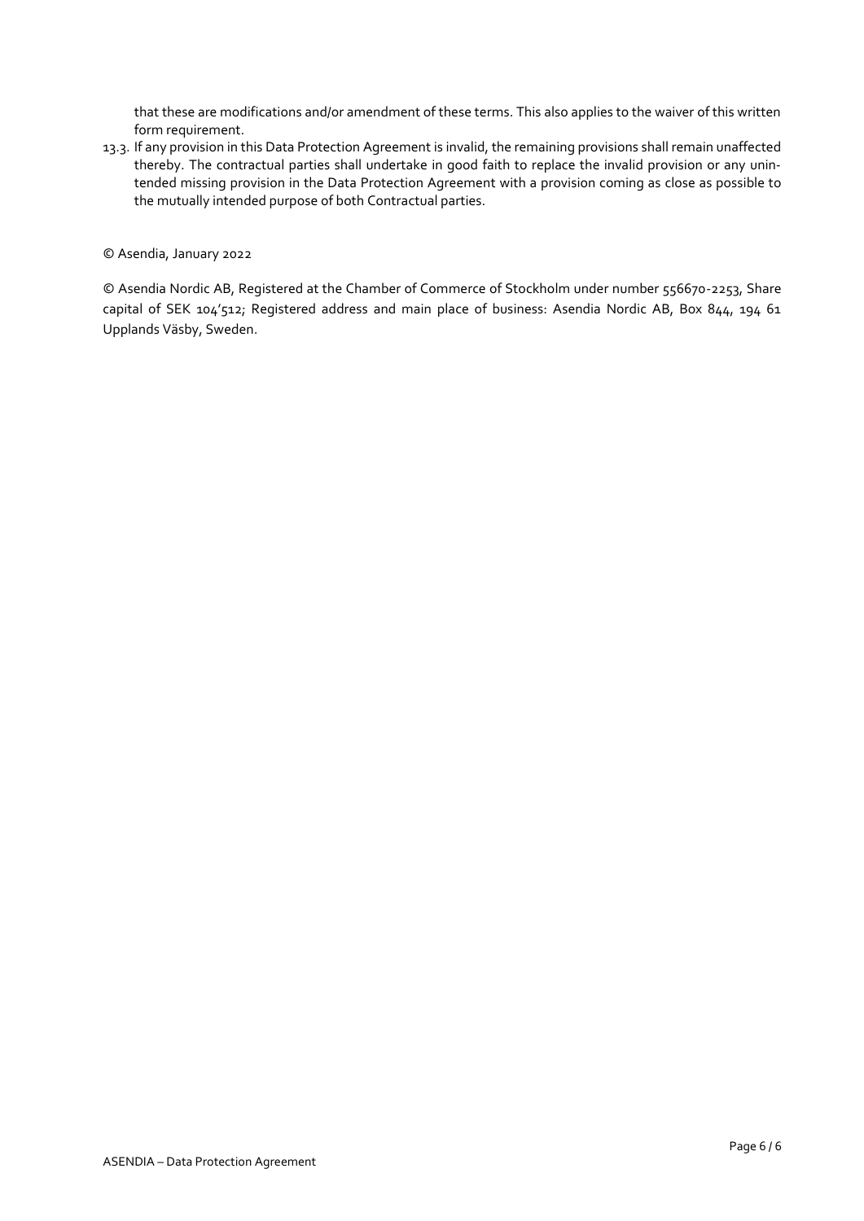that these are modifications and/or amendment of these terms. This also applies to the waiver of this written form requirement.

13.3. If any provision in this Data Protection Agreement is invalid, the remaining provisions shall remain unaffected thereby. The contractual parties shall undertake in good faith to replace the invalid provision or any unintended missing provision in the Data Protection Agreement with a provision coming as close as possible to the mutually intended purpose of both Contractual parties.

© Asendia, January 2022

© Asendia Nordic AB, Registered at the Chamber of Commerce of Stockholm under number 556670-2253, Share capital of SEK 104'512; Registered address and main place of business: Asendia Nordic AB, Box 844, 194 61 Upplands Väsby, Sweden.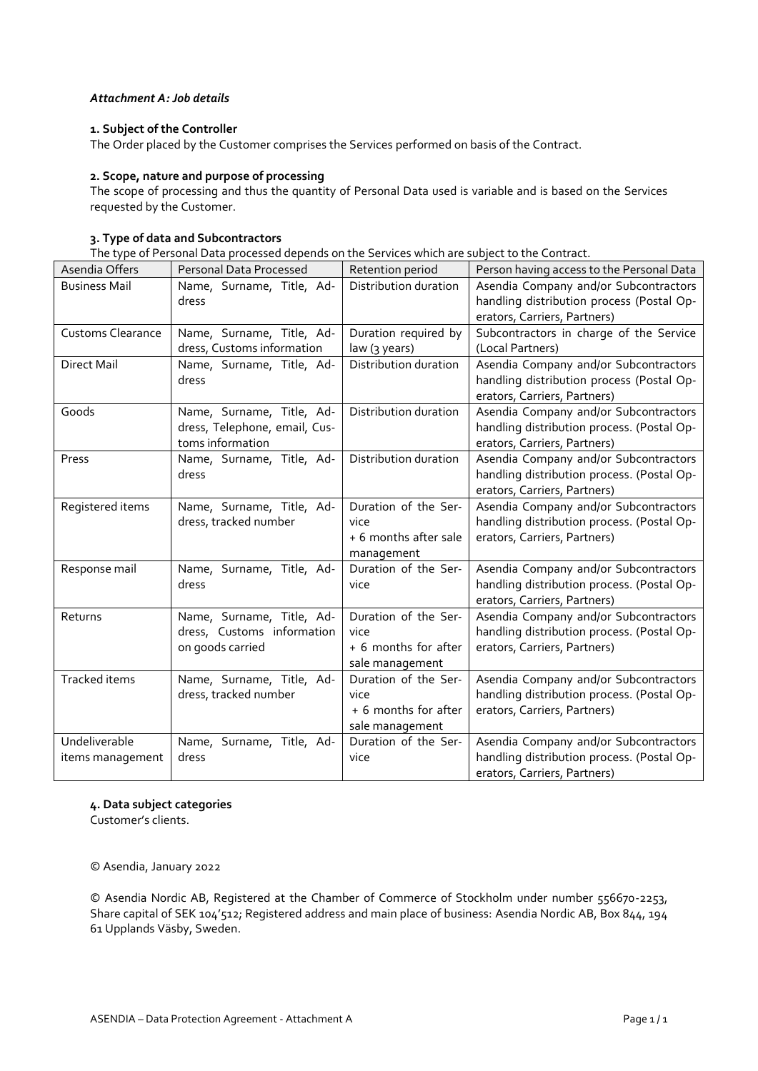*Attachment A: Job details*

**1. Subject of the Controller**

The Order placed by the Customer comprises the Services performed on basis of the Contract.

**2. Scope, nature and purpose of processing**

The scope of processing and thus the quantity of Personal Data used is variable and is based on the Services requested by the Customer.

**3. Type of data and Subcontractors**

The type of Personal Data processed depends on the Services which are subject to the Contract.

| Asendia Offers | Personal Data Processed | Retention period | Person having access to the Personal Data |
|---|---|---|---|
| Business Mail | Name, Surname, Title, Address | Distribution duration | Asendia Company and/or Subcontractors handling distribution process (Postal Operators, Carriers, Partners) |
| Customs Clearance | Name, Surname, Title, Address, Customs information | Duration required by law (3 years) | Subcontractors in charge of the Service (Local Partners) |
| Direct Mail | Name, Surname, Title, Address | Distribution duration | Asendia Company and/or Subcontractors handling distribution process (Postal Operators, Carriers, Partners) |
| Goods | Name, Surname, Title, Address, Telephone, email, Customs information | Distribution duration | Asendia Company and/or Subcontractors handling distribution process. (Postal Operators, Carriers, Partners) |
| Press | Name, Surname, Title, Address | Distribution duration | Asendia Company and/or Subcontractors handling distribution process. (Postal Operators, Carriers, Partners) |
| Registered items | Name, Surname, Title, Address, tracked number | Duration of the Service + 6 months after sale management | Asendia Company and/or Subcontractors handling distribution process. (Postal Operators, Carriers, Partners) |
| Response mail | Name, Surname, Title, Address | Duration of the Service | Asendia Company and/or Subcontractors handling distribution process. (Postal Operators, Carriers, Partners) |
| Returns | Name, Surname, Title, Address, Customs information on goods carried | Duration of the Service + 6 months for after sale management | Asendia Company and/or Subcontractors handling distribution process. (Postal Operators, Carriers, Partners) |
| Tracked items | Name, Surname, Title, Address, tracked number | Duration of the Service + 6 months for after sale management | Asendia Company and/or Subcontractors handling distribution process. (Postal Operators, Carriers, Partners) |
| Undeliverable items management | Name, Surname, Title, Address | Duration of the Service | Asendia Company and/or Subcontractors handling distribution process. (Postal Operators, Carriers, Partners) |

**4. Data subject categories**

Customer's clients.

© Asendia, January 2022

© Asendia Nordic AB, Registered at the Chamber of Commerce of Stockholm under number 556670-2253, Share capital of SEK 104'512; Registered address and main place of business: Asendia Nordic AB, Box 844, 194 61 Upplands Väsby, Sweden.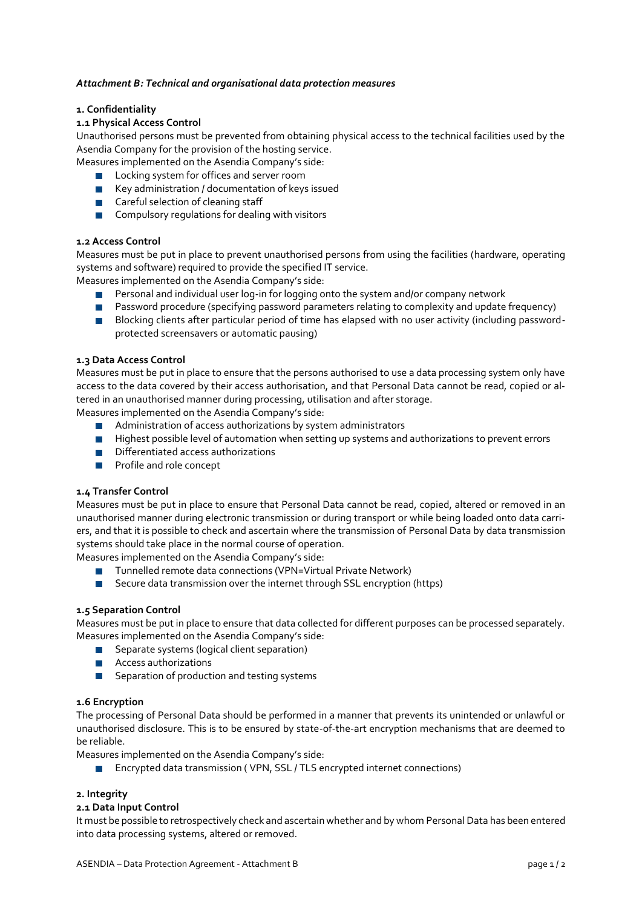*Attachment B: Technical and organisational data protection measures*

**1. Confidentiality**

**1.1 Physical Access Control**

Unauthorised persons must be prevented from obtaining physical access to the technical facilities used by the Asendia Company for the provision of the hosting service.
Measures implemented on the Asendia Company's side:

- Locking system for offices and server room
- Key administration / documentation of keys issued
- Careful selection of cleaning staff
- Compulsory regulations for dealing with visitors

**1.2 Access Control**

Measures must be put in place to prevent unauthorised persons from using the facilities (hardware, operating systems and software) required to provide the specified IT service.
Measures implemented on the Asendia Company's side:

- Personal and individual user log-in for logging onto the system and/or company network
- Password procedure (specifying password parameters relating to complexity and update frequency)
- Blocking clients after particular period of time has elapsed with no user activity (including password-protected screensavers or automatic pausing)

**1.3 Data Access Control**

Measures must be put in place to ensure that the persons authorised to use a data processing system only have access to the data covered by their access authorisation, and that Personal Data cannot be read, copied or altered in an unauthorised manner during processing, utilisation and after storage.
Measures implemented on the Asendia Company's side:

- Administration of access authorizations by system administrators
- Highest possible level of automation when setting up systems and authorizations to prevent errors
- Differentiated access authorizations
- Profile and role concept

**1.4 Transfer Control**

Measures must be put in place to ensure that Personal Data cannot be read, copied, altered or removed in an unauthorised manner during electronic transmission or during transport or while being loaded onto data carriers, and that it is possible to check and ascertain where the transmission of Personal Data by data transmission systems should take place in the normal course of operation.
Measures implemented on the Asendia Company's side:

- Tunnelled remote data connections (VPN=Virtual Private Network)
- Secure data transmission over the internet through SSL encryption (https)

**1.5 Separation Control**

Measures must be put in place to ensure that data collected for different purposes can be processed separately.
Measures implemented on the Asendia Company's side:

- Separate systems (logical client separation)
- Access authorizations
- Separation of production and testing systems

**1.6 Encryption**

The processing of Personal Data should be performed in a manner that prevents its unintended or unlawful or unauthorised disclosure. This is to be ensured by state-of-the-art encryption mechanisms that are deemed to be reliable.
Measures implemented on the Asendia Company's side:

- Encrypted data transmission ( VPN, SSL / TLS encrypted internet connections)

**2. Integrity**

**2.1 Data Input Control**

It must be possible to retrospectively check and ascertain whether and by whom Personal Data has been entered into data processing systems, altered or removed.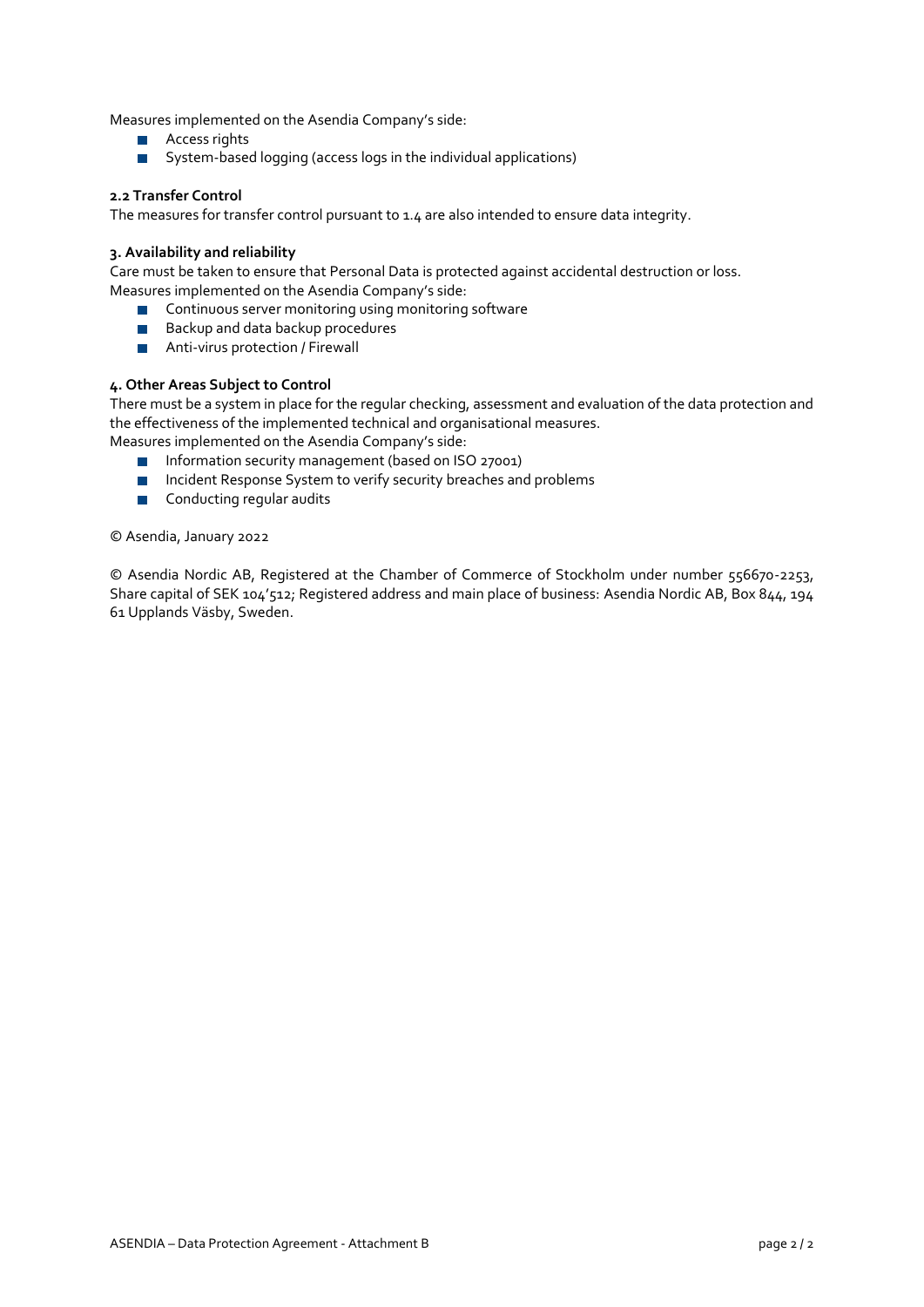Measures implemented on the Asendia Company's side:

- Access rights
- System-based logging (access logs in the individual applications)

**2.2 Transfer Control**

The measures for transfer control pursuant to 1.4 are also intended to ensure data integrity.

**3. Availability and reliability**

Care must be taken to ensure that Personal Data is protected against accidental destruction or loss.
Measures implemented on the Asendia Company's side:

- Continuous server monitoring using monitoring software
- Backup and data backup procedures
- Anti-virus protection / Firewall

**4. Other Areas Subject to Control**

There must be a system in place for the regular checking, assessment and evaluation of the data protection and the effectiveness of the implemented technical and organisational measures.
Measures implemented on the Asendia Company's side:

- Information security management (based on ISO 27001)
- Incident Response System to verify security breaches and problems
- Conducting regular audits

© Asendia, January 2022

© Asendia Nordic AB, Registered at the Chamber of Commerce of Stockholm under number 556670-2253, Share capital of SEK 104'512; Registered address and main place of business: Asendia Nordic AB, Box 844, 194 61 Upplands Väsby, Sweden.